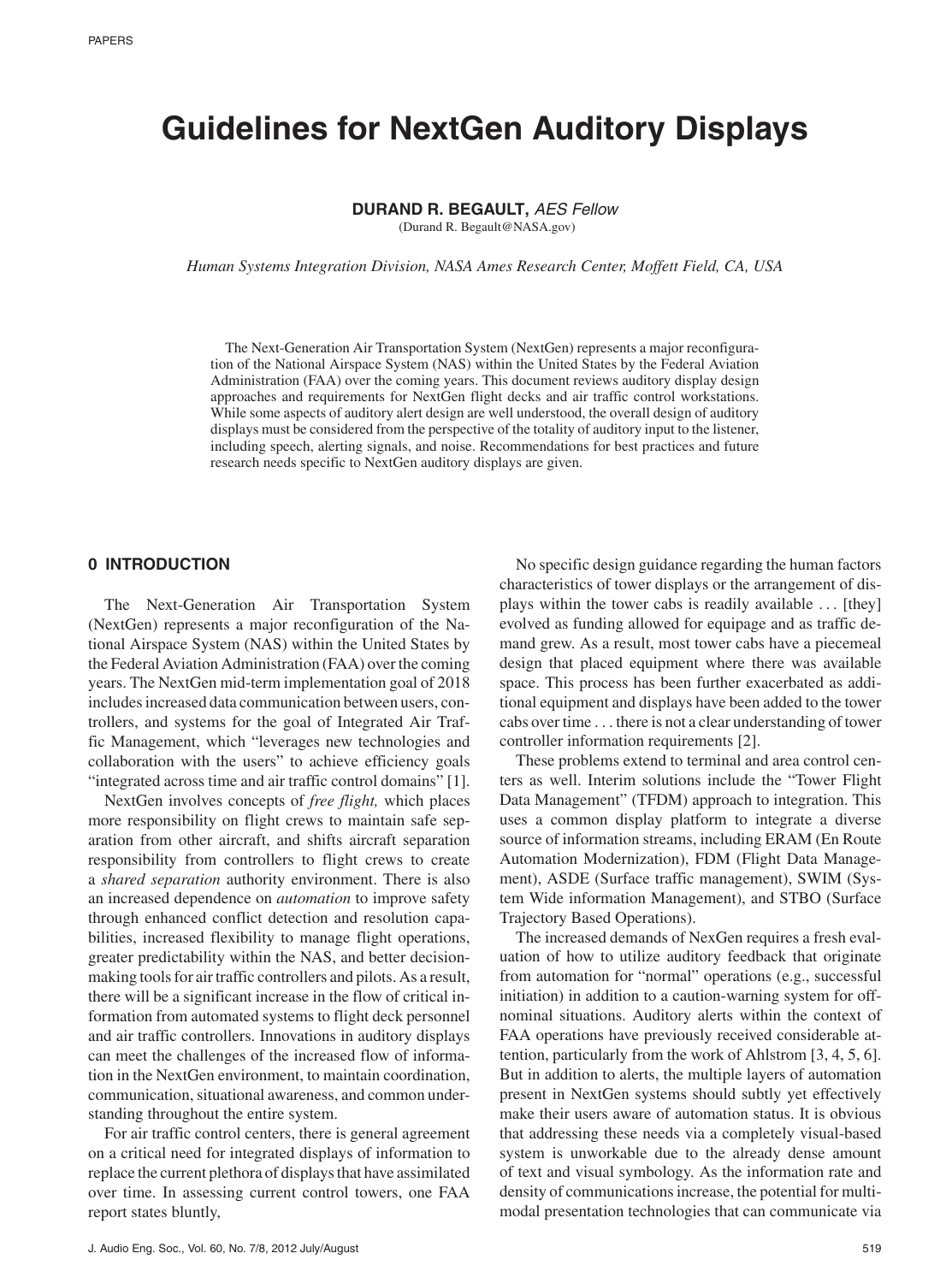# Guidelines for NextGen Auditory Displays

**DURAND R. BEGAULT,** *AES Fellow*
(Durand R. Begault@NASA.gov)

*Human Systems Integration Division, NASA Ames Research Center, Moffett Field, CA, USA*

The Next-Generation Air Transportation System (NextGen) represents a major reconfiguration of the National Airspace System (NAS) within the United States by the Federal Aviation Administration (FAA) over the coming years. This document reviews auditory display design approaches and requirements for NextGen flight decks and air traffic control workstations. While some aspects of auditory alert design are well understood, the overall design of auditory displays must be considered from the perspective of the totality of auditory input to the listener, including speech, alerting signals, and noise. Recommendations for best practices and future research needs specific to NextGen auditory displays are given.

## 0 INTRODUCTION

The Next-Generation Air Transportation System (NextGen) represents a major reconfiguration of the National Airspace System (NAS) within the United States by the Federal Aviation Administration (FAA) over the coming years. The NextGen mid-term implementation goal of 2018 includes increased data communication between users, controllers, and systems for the goal of Integrated Air Traffic Management, which "leverages new technologies and collaboration with the users" to achieve efficiency goals "integrated across time and air traffic control domains" [1].

NextGen involves concepts of *free flight,* which places more responsibility on flight crews to maintain safe separation from other aircraft, and shifts aircraft separation responsibility from controllers to flight crews to create a *shared separation* authority environment. There is also an increased dependence on *automation* to improve safety through enhanced conflict detection and resolution capabilities, increased flexibility to manage flight operations, greater predictability within the NAS, and better decision-making tools for air traffic controllers and pilots. As a result, there will be a significant increase in the flow of critical information from automated systems to flight deck personnel and air traffic controllers. Innovations in auditory displays can meet the challenges of the increased flow of information in the NextGen environment, to maintain coordination, communication, situational awareness, and common understanding throughout the entire system.

For air traffic control centers, there is general agreement on a critical need for integrated displays of information to replace the current plethora of displays that have assimilated over time. In assessing current control towers, one FAA report states bluntly,

> No specific design guidance regarding the human factors characteristics of tower displays or the arrangement of displays within the tower cabs is readily available . . . [they] evolved as funding allowed for equipage and as traffic demand grew. As a result, most tower cabs have a piecemeal design that placed equipment where there was available space. This process has been further exacerbated as additional equipment and displays have been added to the tower cabs over time . . . there is not a clear understanding of tower controller information requirements [2].

These problems extend to terminal and area control centers as well. Interim solutions include the "Tower Flight Data Management" (TFDM) approach to integration. This uses a common display platform to integrate a diverse source of information streams, including ERAM (En Route Automation Modernization), FDM (Flight Data Management), ASDE (Surface traffic management), SWIM (System Wide information Management), and STBO (Surface Trajectory Based Operations).

The increased demands of NexGen requires a fresh evaluation of how to utilize auditory feedback that originate from automation for "normal" operations (e.g., successful initiation) in addition to a caution-warning system for off-nominal situations. Auditory alerts within the context of FAA operations have previously received considerable attention, particularly from the work of Ahlstrom [3, 4, 5, 6]. But in addition to alerts, the multiple layers of automation present in NextGen systems should subtly yet effectively make their users aware of automation status. It is obvious that addressing these needs via a completely visual-based system is unworkable due to the already dense amount of text and visual symbology. As the information rate and density of communications increase, the potential for multimodal presentation technologies that can communicate via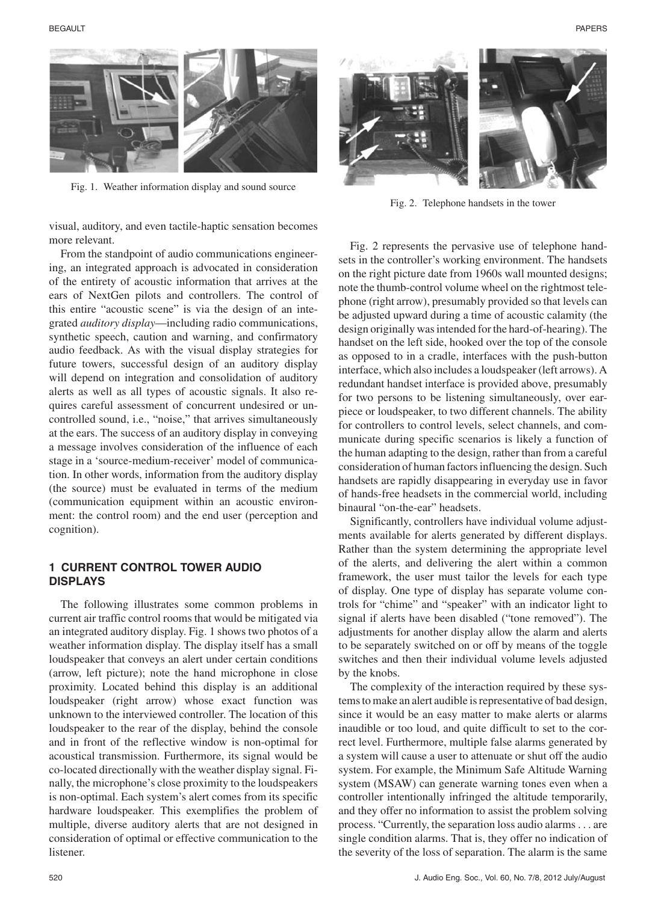Fig. 1. Weather information display and sound source

Fig. 2. Telephone handsets in the tower

visual, auditory, and even tactile-haptic sensation becomes more relevant.

From the standpoint of audio communications engineering, an integrated approach is advocated in consideration of the entirety of acoustic information that arrives at the ears of NextGen pilots and controllers. The control of this entire "acoustic scene" is via the design of an integrated *auditory display*—including radio communications, synthetic speech, caution and warning, and confirmatory audio feedback. As with the visual display strategies for future towers, successful design of an auditory display will depend on integration and consolidation of auditory alerts as well as all types of acoustic signals. It also requires careful assessment of concurrent undesired or uncontrolled sound, i.e., "noise," that arrives simultaneously at the ears. The success of an auditory display in conveying a message involves consideration of the influence of each stage in a 'source-medium-receiver' model of communication. In other words, information from the auditory display (the source) must be evaluated in terms of the medium (communication equipment within an acoustic environment: the control room) and the end user (perception and cognition).

## 1 CURRENT CONTROL TOWER AUDIO DISPLAYS

The following illustrates some common problems in current air traffic control rooms that would be mitigated via an integrated auditory display. Fig. 1 shows two photos of a weather information display. The display itself has a small loudspeaker that conveys an alert under certain conditions (arrow, left picture); note the hand microphone in close proximity. Located behind this display is an additional loudspeaker (right arrow) whose exact function was unknown to the interviewed controller. The location of this loudspeaker to the rear of the display, behind the console and in front of the reflective window is non-optimal for acoustical transmission. Furthermore, its signal would be co-located directionally with the weather display signal. Finally, the microphone's close proximity to the loudspeakers is non-optimal. Each system's alert comes from its specific hardware loudspeaker. This exemplifies the problem of multiple, diverse auditory alerts that are not designed in consideration of optimal or effective communication to the listener.

Fig. 2 represents the pervasive use of telephone handsets in the controller's working environment. The handsets on the right picture date from 1960s wall mounted designs; note the thumb-control volume wheel on the rightmost telephone (right arrow), presumably provided so that levels can be adjusted upward during a time of acoustic calamity (the design originally was intended for the hard-of-hearing). The handset on the left side, hooked over the top of the console as opposed to in a cradle, interfaces with the push-button interface, which also includes a loudspeaker (left arrows). A redundant handset interface is provided above, presumably for two persons to be listening simultaneously, over earpiece or loudspeaker, to two different channels. The ability for controllers to control levels, select channels, and communicate during specific scenarios is likely a function of the human adapting to the design, rather than from a careful consideration of human factors influencing the design. Such handsets are rapidly disappearing in everyday use in favor of hands-free headsets in the commercial world, including binaural "on-the-ear" headsets.

Significantly, controllers have individual volume adjustments available for alerts generated by different displays. Rather than the system determining the appropriate level of the alerts, and delivering the alert within a common framework, the user must tailor the levels for each type of display. One type of display has separate volume controls for "chime" and "speaker" with an indicator light to signal if alerts have been disabled ("tone removed"). The adjustments for another display allow the alarm and alerts to be separately switched on or off by means of the toggle switches and then their individual volume levels adjusted by the knobs.

The complexity of the interaction required by these systems to make an alert audible is representative of bad design, since it would be an easy matter to make alerts or alarms inaudible or too loud, and quite difficult to set to the correct level. Furthermore, multiple false alarms generated by a system will cause a user to attenuate or shut off the audio system. For example, the Minimum Safe Altitude Warning system (MSAW) can generate warning tones even when a controller intentionally infringed the altitude temporarily, and they offer no information to assist the problem solving process. "Currently, the separation loss audio alarms . . . are single condition alarms. That is, they offer no indication of the severity of the loss of separation. The alarm is the same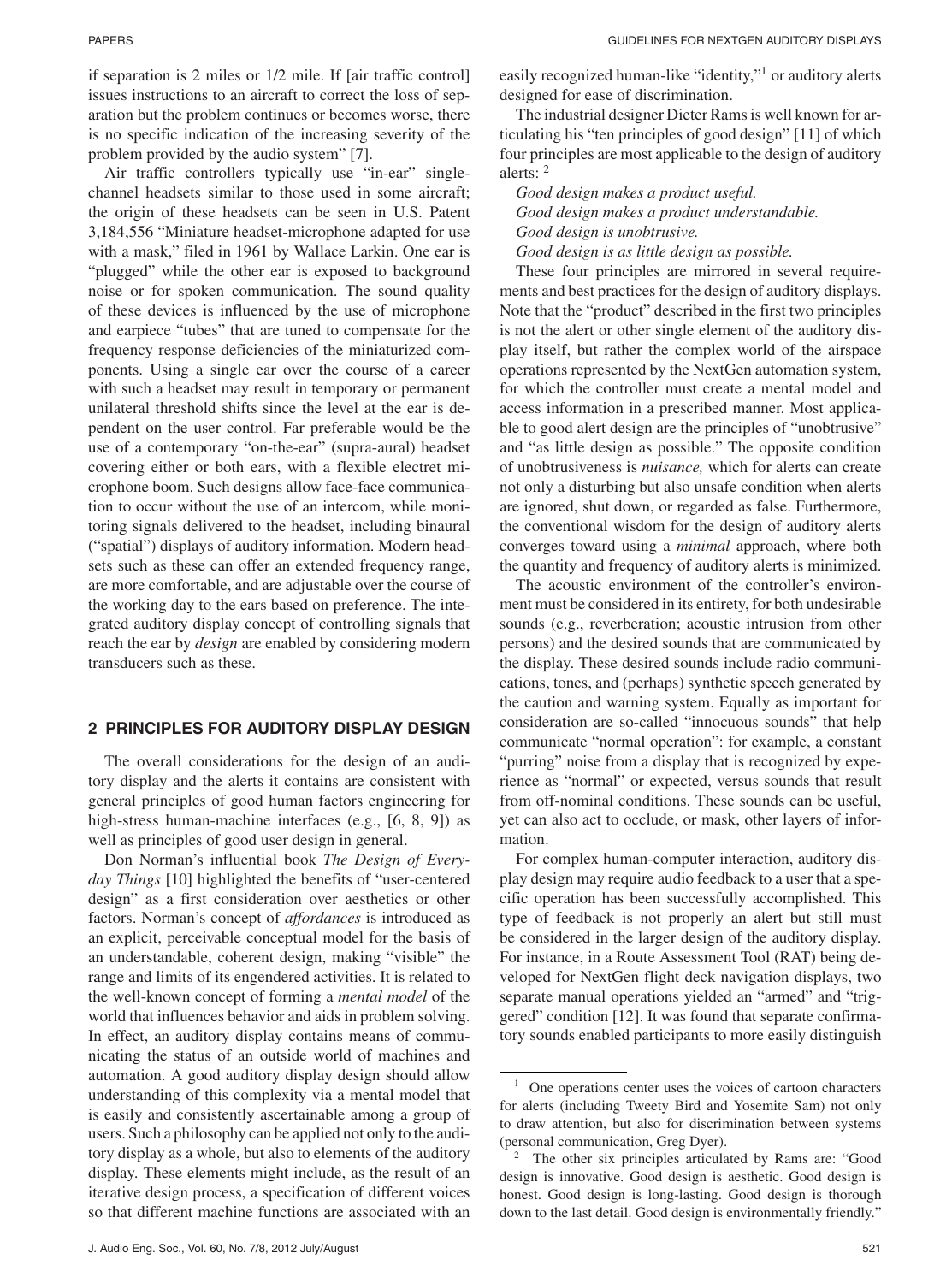if separation is 2 miles or 1/2 mile. If [air traffic control] issues instructions to an aircraft to correct the loss of separation but the problem continues or becomes worse, there is no specific indication of the increasing severity of the problem provided by the audio system" [7].

Air traffic controllers typically use "in-ear" single-channel headsets similar to those used in some aircraft; the origin of these headsets can be seen in U.S. Patent 3,184,556 "Miniature headset-microphone adapted for use with a mask," filed in 1961 by Wallace Larkin. One ear is "plugged" while the other ear is exposed to background noise or for spoken communication. The sound quality of these devices is influenced by the use of microphone and earpiece "tubes" that are tuned to compensate for the frequency response deficiencies of the miniaturized components. Using a single ear over the course of a career with such a headset may result in temporary or permanent unilateral threshold shifts since the level at the ear is dependent on the user control. Far preferable would be the use of a contemporary "on-the-ear" (supra-aural) headset covering either or both ears, with a flexible electret microphone boom. Such designs allow face-face communication to occur without the use of an intercom, while monitoring signals delivered to the headset, including binaural ("spatial") displays of auditory information. Modern headsets such as these can offer an extended frequency range, are more comfortable, and are adjustable over the course of the working day to the ears based on preference. The integrated auditory display concept of controlling signals that reach the ear by *design* are enabled by considering modern transducers such as these.

## 2 PRINCIPLES FOR AUDITORY DISPLAY DESIGN

The overall considerations for the design of an auditory display and the alerts it contains are consistent with general principles of good human factors engineering for high-stress human-machine interfaces (e.g., [6, 8, 9]) as well as principles of good user design in general.

Don Norman's influential book *The Design of Everyday Things* [10] highlighted the benefits of "user-centered design" as a first consideration over aesthetics or other factors. Norman's concept of *affordances* is introduced as an explicit, perceivable conceptual model for the basis of an understandable, coherent design, making "visible" the range and limits of its engendered activities. It is related to the well-known concept of forming a *mental model* of the world that influences behavior and aids in problem solving. In effect, an auditory display contains means of communicating the status of an outside world of machines and automation. A good auditory display design should allow understanding of this complexity via a mental model that is easily and consistently ascertainable among a group of users. Such a philosophy can be applied not only to the auditory display as a whole, but also to elements of the auditory display. These elements might include, as the result of an iterative design process, a specification of different voices so that different machine functions are associated with an easily recognized human-like "identity,"[1] or auditory alerts designed for ease of discrimination.

The industrial designer Dieter Rams is well known for articulating his "ten principles of good design" [11] of which four principles are most applicable to the design of auditory alerts: [2]

*Good design makes a product useful.*
*Good design makes a product understandable.*
*Good design is unobtrusive.*
*Good design is as little design as possible.*

These four principles are mirrored in several requirements and best practices for the design of auditory displays. Note that the "product" described in the first two principles is not the alert or other single element of the auditory display itself, but rather the complex world of the airspace operations represented by the NextGen automation system, for which the controller must create a mental model and access information in a prescribed manner. Most applicable to good alert design are the principles of "unobtrusive" and "as little design as possible." The opposite condition of unobtrusiveness is *nuisance,* which for alerts can create not only a disturbing but also unsafe condition when alerts are ignored, shut down, or regarded as false. Furthermore, the conventional wisdom for the design of auditory alerts converges toward using a *minimal* approach, where both the quantity and frequency of auditory alerts is minimized.

The acoustic environment of the controller's environment must be considered in its entirety, for both undesirable sounds (e.g., reverberation; acoustic intrusion from other persons) and the desired sounds that are communicated by the display. These desired sounds include radio communications, tones, and (perhaps) synthetic speech generated by the caution and warning system. Equally as important for consideration are so-called "innocuous sounds" that help communicate "normal operation": for example, a constant "purring" noise from a display that is recognized by experience as "normal" or expected, versus sounds that result from off-nominal conditions. These sounds can be useful, yet can also act to occlude, or mask, other layers of information.

For complex human-computer interaction, auditory display design may require audio feedback to a user that a specific operation has been successfully accomplished. This type of feedback is not properly an alert but still must be considered in the larger design of the auditory display. For instance, in a Route Assessment Tool (RAT) being developed for NextGen flight deck navigation displays, two separate manual operations yielded an "armed" and "triggered" condition [12]. It was found that separate confirmatory sounds enabled participants to more easily distinguish

[1] One operations center uses the voices of cartoon characters for alerts (including Tweety Bird and Yosemite Sam) not only to draw attention, but also for discrimination between systems (personal communication, Greg Dyer).

[2] The other six principles articulated by Rams are: "Good design is innovative. Good design is aesthetic. Good design is honest. Good design is long-lasting. Good design is thorough down to the last detail. Good design is environmentally friendly."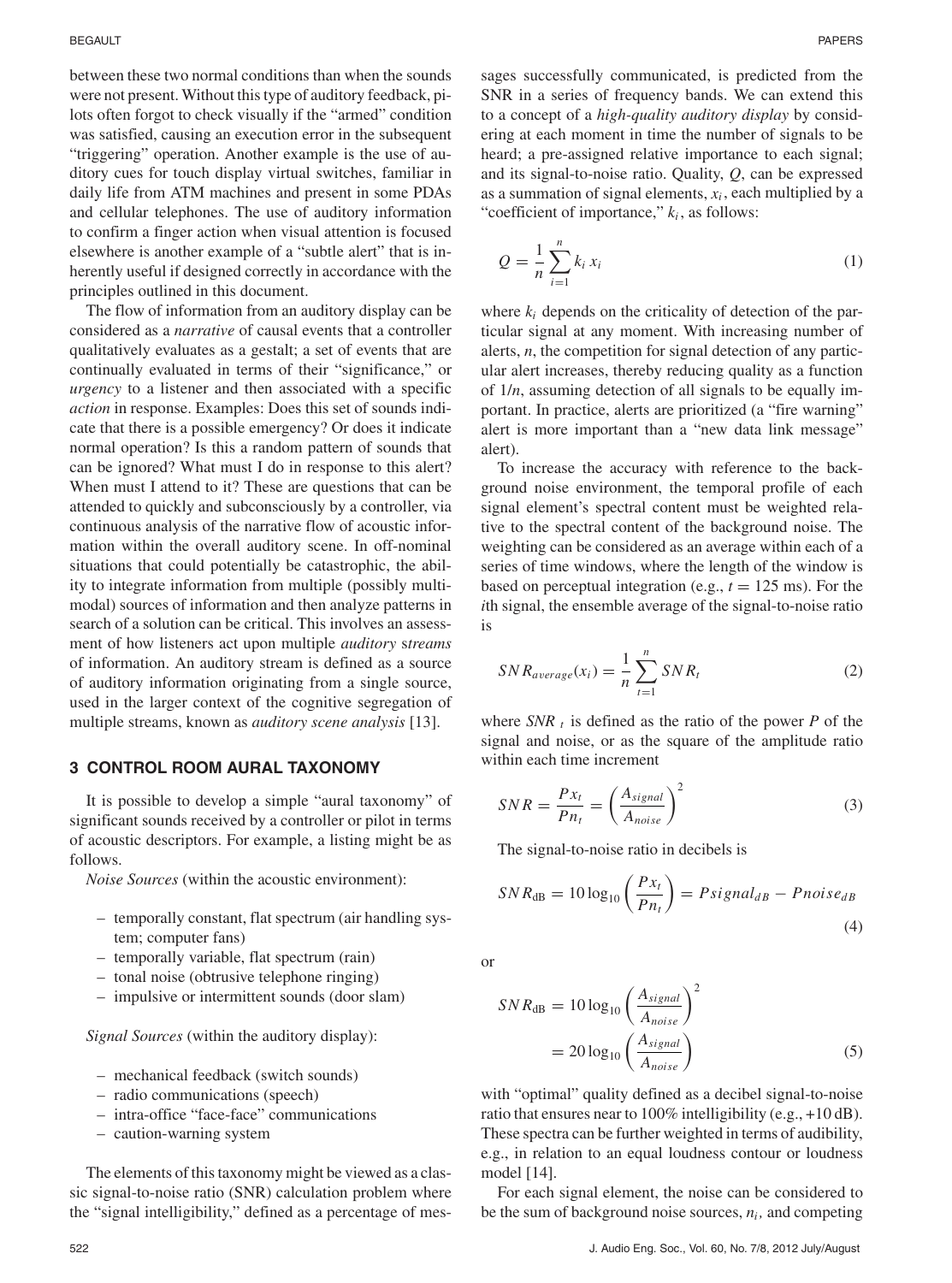between these two normal conditions than when the sounds were not present. Without this type of auditory feedback, pilots often forgot to check visually if the "armed" condition was satisfied, causing an execution error in the subsequent "triggering" operation. Another example is the use of auditory cues for touch display virtual switches, familiar in daily life from ATM machines and present in some PDAs and cellular telephones. The use of auditory information to confirm a finger action when visual attention is focused elsewhere is another example of a "subtle alert" that is inherently useful if designed correctly in accordance with the principles outlined in this document.

The flow of information from an auditory display can be considered as a *narrative* of causal events that a controller qualitatively evaluates as a gestalt; a set of events that are continually evaluated in terms of their "significance," or *urgency* to a listener and then associated with a specific *action* in response. Examples: Does this set of sounds indicate that there is a possible emergency? Or does it indicate normal operation? Is this a random pattern of sounds that can be ignored? What must I do in response to this alert? When must I attend to it? These are questions that can be attended to quickly and subconsciously by a controller, via continuous analysis of the narrative flow of acoustic information within the overall auditory scene. In off-nominal situations that could potentially be catastrophic, the ability to integrate information from multiple (possibly multimodal) sources of information and then analyze patterns in search of a solution can be critical. This involves an assessment of how listeners act upon multiple *auditory streams* of information. An auditory stream is defined as a source of auditory information originating from a single source, used in the larger context of the cognitive segregation of multiple streams, known as *auditory scene analysis* [13].

## 3 CONTROL ROOM AURAL TAXONOMY

It is possible to develop a simple "aural taxonomy" of significant sounds received by a controller or pilot in terms of acoustic descriptors. For example, a listing might be as follows.

*Noise Sources* (within the acoustic environment):

- temporally constant, flat spectrum (air handling system; computer fans)
- temporally variable, flat spectrum (rain)
- tonal noise (obtrusive telephone ringing)
- impulsive or intermittent sounds (door slam)

*Signal Sources* (within the auditory display):

- mechanical feedback (switch sounds)
- radio communications (speech)
- intra-office "face-face" communications
- caution-warning system

The elements of this taxonomy might be viewed as a classic signal-to-noise ratio (SNR) calculation problem where the "signal intelligibility," defined as a percentage of messages successfully communicated, is predicted from the SNR in a series of frequency bands. We can extend this to a concept of a *high-quality auditory display* by considering at each moment in time the number of signals to be heard; a pre-assigned relative importance to each signal; and its signal-to-noise ratio. Quality, $Q$, can be expressed as a summation of signal elements, $x_i$, each multiplied by a "coefficient of importance," $k_i$, as follows:

$$Q = \frac{1}{n} \sum_{i=1}^{n} k_i \, x_i \tag{1}$$

where $k_i$ depends on the criticality of detection of the particular signal at any moment. With increasing number of alerts, $n$, the competition for signal detection of any particular alert increases, thereby reducing quality as a function of $1/n$, assuming detection of all signals to be equally important. In practice, alerts are prioritized (a "fire warning" alert is more important than a "new data link message" alert).

To increase the accuracy with reference to the background noise environment, the temporal profile of each signal element's spectral content must be weighted relative to the spectral content of the background noise. The weighting can be considered as an average within each of a series of time windows, where the length of the window is based on perceptual integration (e.g., $t = 125$ ms). For the $i$th signal, the ensemble average of the signal-to-noise ratio is

$$SNR_{average}(x_i) = \frac{1}{n} \sum_{t=1}^{n} SNR_t \tag{2}$$

where $SNR_t$ is defined as the ratio of the power $P$ of the signal and noise, or as the square of the amplitude ratio within each time increment

$$SNR = \frac{Px_t}{Pn_t} = \left( \frac{A_{signal}}{A_{noise}} \right)^2 \tag{3}$$

The signal-to-noise ratio in decibels is

$$SNR_{\mathrm{dB}} = 10 \log_{10} \left( \frac{Px_t}{Pn_t} \right) = Psignal_{dB} - Pnoise_{dB} \tag{4}$$

or

$$SNR_{\mathrm{dB}} = 10 \log_{10} \left( \frac{A_{signal}}{A_{noise}} \right)^2 = 20 \log_{10} \left( \frac{A_{signal}}{A_{noise}} \right) \tag{5}$$

with "optimal" quality defined as a decibel signal-to-noise ratio that ensures near to 100% intelligibility (e.g., +10 dB). These spectra can be further weighted in terms of audibility, e.g., in relation to an equal loudness contour or loudness model [14].

For each signal element, the noise can be considered to be the sum of background noise sources, $n_i$, and competing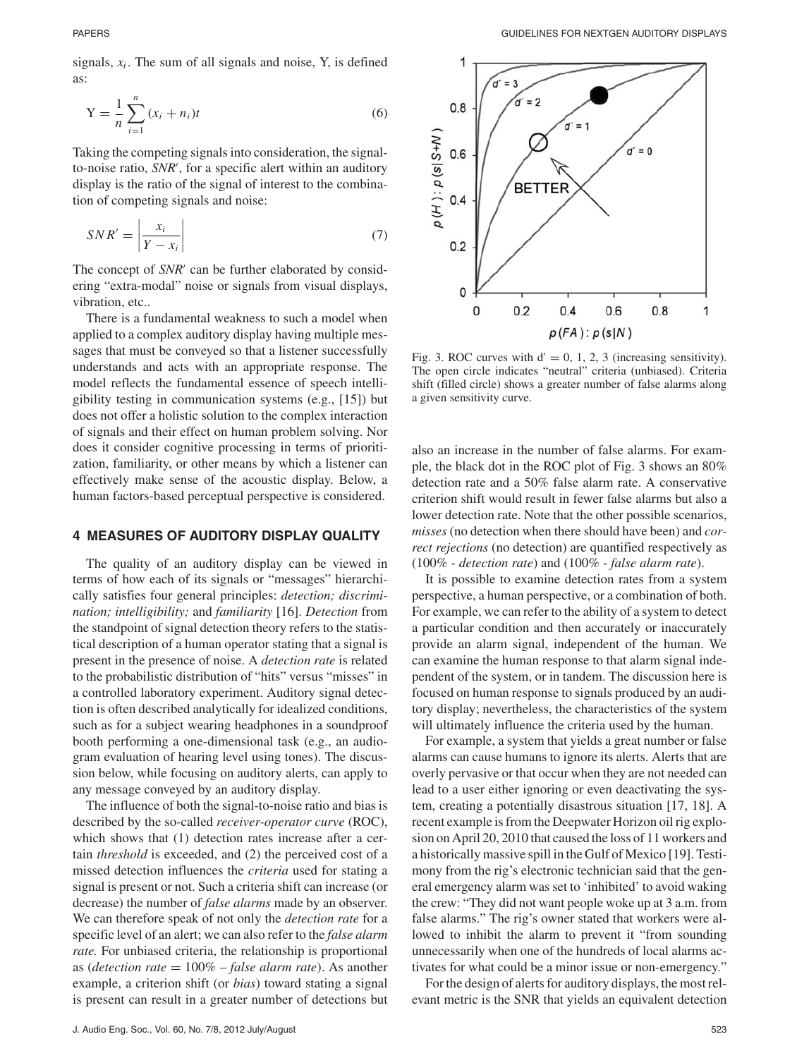signals, $x_i$. The sum of all signals and noise, Y, is defined as:

$$Y = \frac{1}{n}\sum_{i=1}^{n}(x_i + n_i)t \tag{6}$$

Taking the competing signals into consideration, the signal-to-noise ratio, *SNR*′, for a specific alert within an auditory display is the ratio of the signal of interest to the combination of competing signals and noise:

$$SNR' = \left|\frac{x_i}{Y - x_i}\right| \tag{7}$$

The concept of *SNR*′ can be further elaborated by considering "extra-modal" noise or signals from visual displays, vibration, etc..

There is a fundamental weakness to such a model when applied to a complex auditory display having multiple messages that must be conveyed so that a listener successfully understands and acts with an appropriate response. The model reflects the fundamental essence of speech intelligibility testing in communication systems (e.g., [15]) but does not offer a holistic solution to the complex interaction of signals and their effect on human problem solving. Nor does it consider cognitive processing in terms of prioritization, familiarity, or other means by which a listener can effectively make sense of the acoustic display. Below, a human factors-based perceptual perspective is considered.

## 4 MEASURES OF AUDITORY DISPLAY QUALITY

The quality of an auditory display can be viewed in terms of how each of its signals or "messages" hierarchically satisfies four general principles: *detection; discrimination; intelligibility;* and *familiarity* [16]. *Detection* from the standpoint of signal detection theory refers to the statistical description of a human operator stating that a signal is present in the presence of noise. A *detection rate* is related to the probabilistic distribution of "hits" versus "misses" in a controlled laboratory experiment. Auditory signal detection is often described analytically for idealized conditions, such as for a subject wearing headphones in a soundproof booth performing a one-dimensional task (e.g., an audiogram evaluation of hearing level using tones). The discussion below, while focusing on auditory alerts, can apply to any message conveyed by an auditory display.

The influence of both the signal-to-noise ratio and bias is described by the so-called *receiver-operator curve* (ROC), which shows that (1) detection rates increase after a certain *threshold* is exceeded, and (2) the perceived cost of a missed detection influences the *criteria* used for stating a signal is present or not. Such a criteria shift can increase (or decrease) the number of *false alarms* made by an observer. We can therefore speak of not only the *detection rate* for a specific level of an alert; we can also refer to the *false alarm rate.* For unbiased criteria, the relationship is proportional as (*detection rate* = 100% – *false alarm rate*). As another example, a criterion shift (or *bias*) toward stating a signal is present can result in a greater number of detections but also an increase in the number of false alarms. For example, the black dot in the ROC plot of Fig. 3 shows an 80% detection rate and a 50% false alarm rate. A conservative criterion shift would result in fewer false alarms but also a lower detection rate. Note that the other possible scenarios, *misses* (no detection when there should have been) and *correct rejections* (no detection) are quantified respectively as (100% - *detection rate*) and (100% - *false alarm rate*).

Fig. 3. ROC curves with d′ = 0, 1, 2, 3 (increasing sensitivity). The open circle indicates "neutral" criteria (unbiased). Criteria shift (filled circle) shows a greater number of false alarms along a given sensitivity curve.

It is possible to examine detection rates from a system perspective, a human perspective, or a combination of both. For example, we can refer to the ability of a system to detect a particular condition and then accurately or inaccurately provide an alarm signal, independent of the human. We can examine the human response to that alarm signal independent of the system, or in tandem. The discussion here is focused on human response to signals produced by an auditory display; nevertheless, the characteristics of the system will ultimately influence the criteria used by the human.

For example, a system that yields a great number or false alarms can cause humans to ignore its alerts. Alerts that are overly pervasive or that occur when they are not needed can lead to a user either ignoring or even deactivating the system, creating a potentially disastrous situation [17, 18]. A recent example is from the Deepwater Horizon oil rig explosion on April 20, 2010 that caused the loss of 11 workers and a historically massive spill in the Gulf of Mexico [19]. Testimony from the rig's electronic technician said that the general emergency alarm was set to 'inhibited' to avoid waking the crew: "They did not want people woke up at 3 a.m. from false alarms." The rig's owner stated that workers were allowed to inhibit the alarm to prevent it "from sounding unnecessarily when one of the hundreds of local alarms activates for what could be a minor issue or non-emergency."

For the design of alerts for auditory displays, the most relevant metric is the SNR that yields an equivalent detection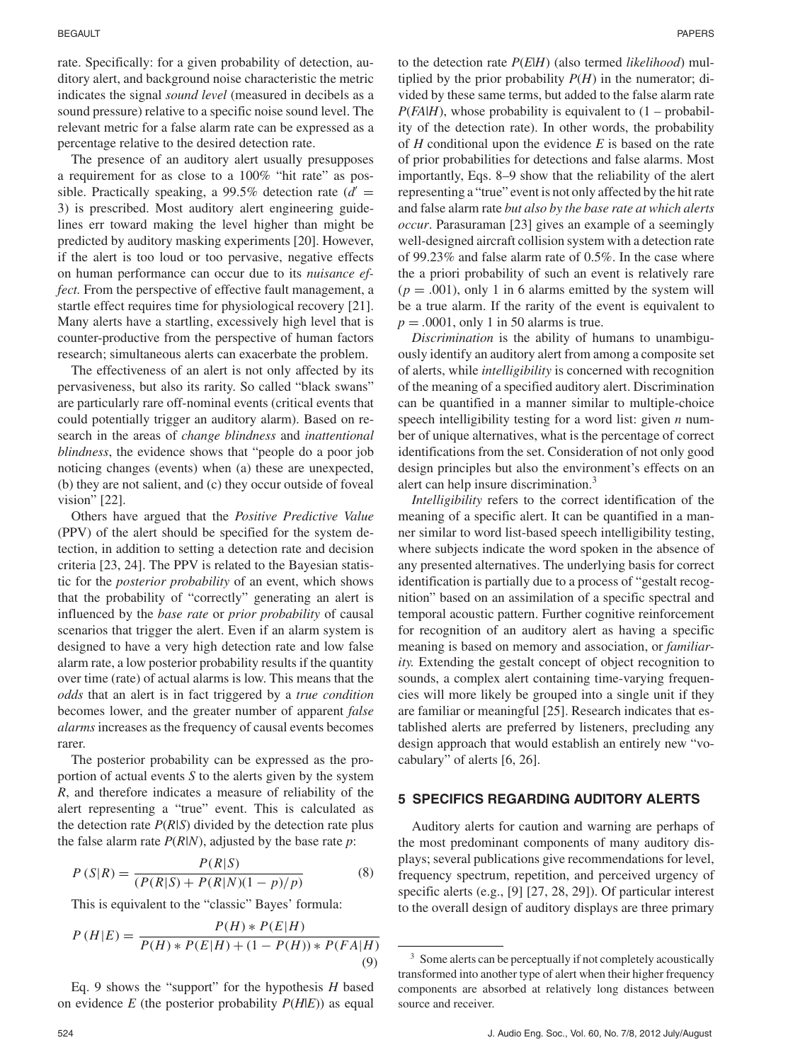rate. Specifically: for a given probability of detection, auditory alert, and background noise characteristic the metric indicates the signal *sound level* (measured in decibels as a sound pressure) relative to a specific noise sound level. The relevant metric for a false alarm rate can be expressed as a percentage relative to the desired detection rate.

The presence of an auditory alert usually presupposes a requirement for as close to a 100% "hit rate" as possible. Practically speaking, a 99.5% detection rate ($d' = 3$) is prescribed. Most auditory alert engineering guidelines err toward making the level higher than might be predicted by auditory masking experiments [20]. However, if the alert is too loud or too pervasive, negative effects on human performance can occur due to its *nuisance effect.* From the perspective of effective fault management, a startle effect requires time for physiological recovery [21]. Many alerts have a startling, excessively high level that is counter-productive from the perspective of human factors research; simultaneous alerts can exacerbate the problem.

The effectiveness of an alert is not only affected by its pervasiveness, but also its rarity. So called "black swans" are particularly rare off-nominal events (critical events that could potentially trigger an auditory alarm). Based on research in the areas of *change blindness* and *inattentional blindness*, the evidence shows that "people do a poor job noticing changes (events) when (a) these are unexpected, (b) they are not salient, and (c) they occur outside of foveal vision" [22].

Others have argued that the *Positive Predictive Value* (PPV) of the alert should be specified for the system detection, in addition to setting a detection rate and decision criteria [23, 24]. The PPV is related to the Bayesian statistic for the *posterior probability* of an event, which shows that the probability of "correctly" generating an alert is influenced by the *base rate* or *prior probability* of causal scenarios that trigger the alert. Even if an alarm system is designed to have a very high detection rate and low false alarm rate, a low posterior probability results if the quantity over time (rate) of actual alarms is low. This means that the *odds* that an alert is in fact triggered by a *true condition* becomes lower, and the greater number of apparent *false alarms* increases as the frequency of causal events becomes rarer.

The posterior probability can be expressed as the proportion of actual events $S$ to the alerts given by the system $R$, and therefore indicates a measure of reliability of the alert representing a "true" event. This is calculated as the detection rate $P(R|S)$ divided by the detection rate plus the false alarm rate $P(R|N)$, adjusted by the base rate $p$:

$$P(S|R) = \frac{P(R|S)}{(P(R|S) + P(R|N)(1-p)/p)} \tag{8}$$

This is equivalent to the "classic" Bayes' formula:

$$P(H|E) = \frac{P(H) * P(E|H)}{P(H) * P(E|H) + (1 - P(H)) * P(FA|H)} \tag{9}$$

Eq. 9 shows the "support" for the hypothesis $H$ based on evidence $E$ (the posterior probability $P(H|E)$) as equal to the detection rate $P(E|H)$ (also termed *likelihood*) multiplied by the prior probability $P(H)$ in the numerator; divided by these same terms, but added to the false alarm rate $P(FA|H)$, whose probability is equivalent to (1 – probability of the detection rate). In other words, the probability of $H$ conditional upon the evidence $E$ is based on the rate of prior probabilities for detections and false alarms. Most importantly, Eqs. 8–9 show that the reliability of the alert representing a "true" event is not only affected by the hit rate and false alarm rate *but also by the base rate at which alerts occur*. Parasuraman [23] gives an example of a seemingly well-designed aircraft collision system with a detection rate of 99.23% and false alarm rate of 0.5%. In the case where the a priori probability of such an event is relatively rare ($p = .001$), only 1 in 6 alarms emitted by the system will be a true alarm. If the rarity of the event is equivalent to $p = .0001$, only 1 in 50 alarms is true.

*Discrimination* is the ability of humans to unambiguously identify an auditory alert from among a composite set of alerts, while *intelligibility* is concerned with recognition of the meaning of a specified auditory alert. Discrimination can be quantified in a manner similar to multiple-choice speech intelligibility testing for a word list: given $n$ number of unique alternatives, what is the percentage of correct identifications from the set. Consideration of not only good design principles but also the environment's effects on an alert can help insure discrimination.[3]

*Intelligibility* refers to the correct identification of the meaning of a specific alert. It can be quantified in a manner similar to word list-based speech intelligibility testing, where subjects indicate the word spoken in the absence of any presented alternatives. The underlying basis for correct identification is partially due to a process of "gestalt recognition" based on an assimilation of a specific spectral and temporal acoustic pattern. Further cognitive reinforcement for recognition of an auditory alert as having a specific meaning is based on memory and association, or *familiarity.* Extending the gestalt concept of object recognition to sounds, a complex alert containing time-varying frequencies will more likely be grouped into a single unit if they are familiar or meaningful [25]. Research indicates that established alerts are preferred by listeners, precluding any design approach that would establish an entirely new "vocabulary" of alerts [6, 26].

## 5 SPECIFICS REGARDING AUDITORY ALERTS

Auditory alerts for caution and warning are perhaps of the most predominant components of many auditory displays; several publications give recommendations for level, frequency spectrum, repetition, and perceived urgency of specific alerts (e.g., [9] [27, 28, 29]). Of particular interest to the overall design of auditory displays are three primary

---

[3] Some alerts can be perceptually if not completely acoustically transformed into another type of alert when their higher frequency components are absorbed at relatively long distances between source and receiver.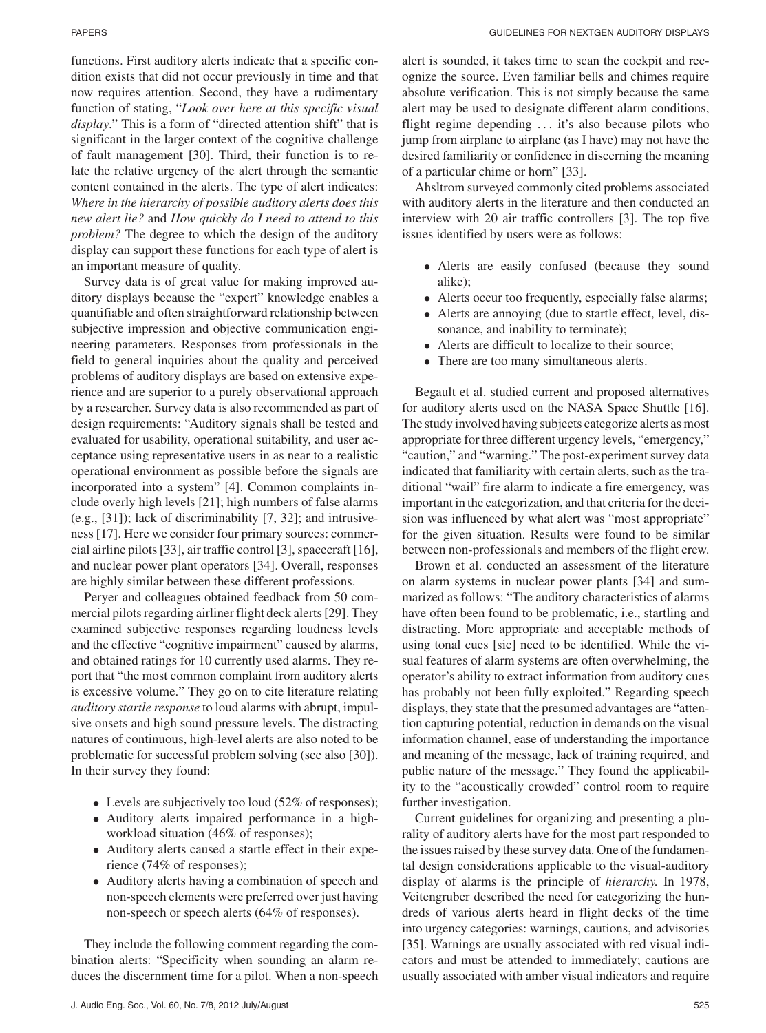functions. First auditory alerts indicate that a specific condition exists that did not occur previously in time and that now requires attention. Second, they have a rudimentary function of stating, "*Look over here at this specific visual display*." This is a form of "directed attention shift" that is significant in the larger context of the cognitive challenge of fault management [30]. Third, their function is to relate the relative urgency of the alert through the semantic content contained in the alerts. The type of alert indicates: *Where in the hierarchy of possible auditory alerts does this new alert lie?* and *How quickly do I need to attend to this problem?* The degree to which the design of the auditory display can support these functions for each type of alert is an important measure of quality.

Survey data is of great value for making improved auditory displays because the "expert" knowledge enables a quantifiable and often straightforward relationship between subjective impression and objective communication engineering parameters. Responses from professionals in the field to general inquiries about the quality and perceived problems of auditory displays are based on extensive experience and are superior to a purely observational approach by a researcher. Survey data is also recommended as part of design requirements: "Auditory signals shall be tested and evaluated for usability, operational suitability, and user acceptance using representative users in as near to a realistic operational environment as possible before the signals are incorporated into a system" [4]. Common complaints include overly high levels [21]; high numbers of false alarms (e.g., [31]); lack of discriminability [7, 32]; and intrusiveness [17]. Here we consider four primary sources: commercial airline pilots [33], air traffic control [3], spacecraft [16], and nuclear power plant operators [34]. Overall, responses are highly similar between these different professions.

Peryer and colleagues obtained feedback from 50 commercial pilots regarding airliner flight deck alerts [29]. They examined subjective responses regarding loudness levels and the effective "cognitive impairment" caused by alarms, and obtained ratings for 10 currently used alarms. They report that "the most common complaint from auditory alerts is excessive volume." They go on to cite literature relating *auditory startle response* to loud alarms with abrupt, impulsive onsets and high sound pressure levels. The distracting natures of continuous, high-level alerts are also noted to be problematic for successful problem solving (see also [30]). In their survey they found:

- Levels are subjectively too loud (52% of responses);
- Auditory alerts impaired performance in a high-workload situation (46% of responses);
- Auditory alerts caused a startle effect in their experience (74% of responses);
- Auditory alerts having a combination of speech and non-speech elements were preferred over just having non-speech or speech alerts (64% of responses).

They include the following comment regarding the combination alerts: "Specificity when sounding an alarm reduces the discernment time for a pilot. When a non-speech alert is sounded, it takes time to scan the cockpit and recognize the source. Even familiar bells and chimes require absolute verification. This is not simply because the same alert may be used to designate different alarm conditions, flight regime depending ... it's also because pilots who jump from airplane to airplane (as I have) may not have the desired familiarity or confidence in discerning the meaning of a particular chime or horn" [33].

Ahsltrom surveyed commonly cited problems associated with auditory alerts in the literature and then conducted an interview with 20 air traffic controllers [3]. The top five issues identified by users were as follows:

- Alerts are easily confused (because they sound alike);
- Alerts occur too frequently, especially false alarms;
- Alerts are annoying (due to startle effect, level, dissonance, and inability to terminate);
- Alerts are difficult to localize to their source;
- There are too many simultaneous alerts.

Begault et al. studied current and proposed alternatives for auditory alerts used on the NASA Space Shuttle [16]. The study involved having subjects categorize alerts as most appropriate for three different urgency levels, "emergency," "caution," and "warning." The post-experiment survey data indicated that familiarity with certain alerts, such as the traditional "wail" fire alarm to indicate a fire emergency, was important in the categorization, and that criteria for the decision was influenced by what alert was "most appropriate" for the given situation. Results were found to be similar between non-professionals and members of the flight crew.

Brown et al. conducted an assessment of the literature on alarm systems in nuclear power plants [34] and summarized as follows: "The auditory characteristics of alarms have often been found to be problematic, i.e., startling and distracting. More appropriate and acceptable methods of using tonal cues [sic] need to be identified. While the visual features of alarm systems are often overwhelming, the operator's ability to extract information from auditory cues has probably not been fully exploited." Regarding speech displays, they state that the presumed advantages are "attention capturing potential, reduction in demands on the visual information channel, ease of understanding the importance and meaning of the message, lack of training required, and public nature of the message." They found the applicability to the "acoustically crowded" control room to require further investigation.

Current guidelines for organizing and presenting a plurality of auditory alerts have for the most part responded to the issues raised by these survey data. One of the fundamental design considerations applicable to the visual-auditory display of alarms is the principle of *hierarchy.* In 1978, Veitengruber described the need for categorizing the hundreds of various alerts heard in flight decks of the time into urgency categories: warnings, cautions, and advisories [35]. Warnings are usually associated with red visual indicators and must be attended to immediately; cautions are usually associated with amber visual indicators and require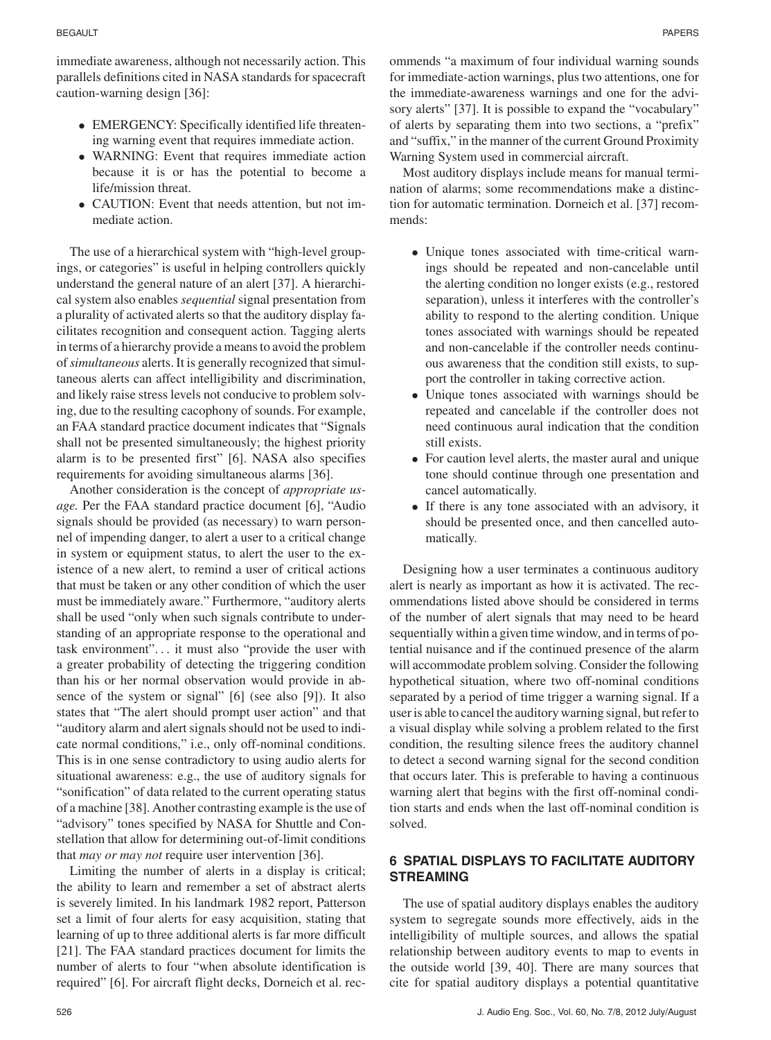immediate awareness, although not necessarily action. This parallels definitions cited in NASA standards for spacecraft caution-warning design [36]:

- EMERGENCY: Specifically identified life threatening warning event that requires immediate action.
- WARNING: Event that requires immediate action because it is or has the potential to become a life/mission threat.
- CAUTION: Event that needs attention, but not immediate action.

The use of a hierarchical system with "high-level groupings, or categories" is useful in helping controllers quickly understand the general nature of an alert [37]. A hierarchical system also enables *sequential* signal presentation from a plurality of activated alerts so that the auditory display facilitates recognition and consequent action. Tagging alerts in terms of a hierarchy provide a means to avoid the problem of *simultaneous* alerts. It is generally recognized that simultaneous alerts can affect intelligibility and discrimination, and likely raise stress levels not conducive to problem solving, due to the resulting cacophony of sounds. For example, an FAA standard practice document indicates that "Signals shall not be presented simultaneously; the highest priority alarm is to be presented first" [6]. NASA also specifies requirements for avoiding simultaneous alarms [36].

Another consideration is the concept of *appropriate usage.* Per the FAA standard practice document [6], "Audio signals should be provided (as necessary) to warn personnel of impending danger, to alert a user to a critical change in system or equipment status, to alert the user to the existence of a new alert, to remind a user of critical actions that must be taken or any other condition of which the user must be immediately aware." Furthermore, "auditory alerts shall be used "only when such signals contribute to understanding of an appropriate response to the operational and task environment"... it must also "provide the user with a greater probability of detecting the triggering condition than his or her normal observation would provide in absence of the system or signal" [6] (see also [9]). It also states that "The alert should prompt user action" and that "auditory alarm and alert signals should not be used to indicate normal conditions," i.e., only off-nominal conditions. This is in one sense contradictory to using audio alerts for situational awareness: e.g., the use of auditory signals for "sonification" of data related to the current operating status of a machine [38]. Another contrasting example is the use of "advisory" tones specified by NASA for Shuttle and Constellation that allow for determining out-of-limit conditions that *may or may not* require user intervention [36].

Limiting the number of alerts in a display is critical; the ability to learn and remember a set of abstract alerts is severely limited. In his landmark 1982 report, Patterson set a limit of four alerts for easy acquisition, stating that learning of up to three additional alerts is far more difficult [21]. The FAA standard practices document for limits the number of alerts to four "when absolute identification is required" [6]. For aircraft flight decks, Dorneich et al. recommends "a maximum of four individual warning sounds for immediate-action warnings, plus two attentions, one for the immediate-awareness warnings and one for the advisory alerts" [37]. It is possible to expand the "vocabulary" of alerts by separating them into two sections, a "prefix" and "suffix," in the manner of the current Ground Proximity Warning System used in commercial aircraft.

Most auditory displays include means for manual termination of alarms; some recommendations make a distinction for automatic termination. Dorneich et al. [37] recommends:

- Unique tones associated with time-critical warnings should be repeated and non-cancelable until the alerting condition no longer exists (e.g., restored separation), unless it interferes with the controller's ability to respond to the alerting condition. Unique tones associated with warnings should be repeated and non-cancelable if the controller needs continuous awareness that the condition still exists, to support the controller in taking corrective action.
- Unique tones associated with warnings should be repeated and cancelable if the controller does not need continuous aural indication that the condition still exists.
- For caution level alerts, the master aural and unique tone should continue through one presentation and cancel automatically.
- If there is any tone associated with an advisory, it should be presented once, and then cancelled automatically.

Designing how a user terminates a continuous auditory alert is nearly as important as how it is activated. The recommendations listed above should be considered in terms of the number of alert signals that may need to be heard sequentially within a given time window, and in terms of potential nuisance and if the continued presence of the alarm will accommodate problem solving. Consider the following hypothetical situation, where two off-nominal conditions separated by a period of time trigger a warning signal. If a user is able to cancel the auditory warning signal, but refer to a visual display while solving a problem related to the first condition, the resulting silence frees the auditory channel to detect a second warning signal for the second condition that occurs later. This is preferable to having a continuous warning alert that begins with the first off-nominal condition starts and ends when the last off-nominal condition is solved.

## 6 SPATIAL DISPLAYS TO FACILITATE AUDITORY STREAMING

The use of spatial auditory displays enables the auditory system to segregate sounds more effectively, aids in the intelligibility of multiple sources, and allows the spatial relationship between auditory events to map to events in the outside world [39, 40]. There are many sources that cite for spatial auditory displays a potential quantitative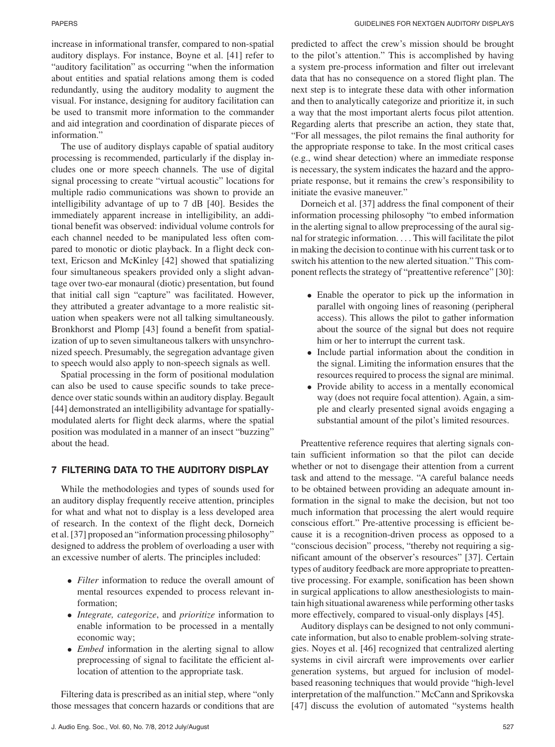increase in informational transfer, compared to non-spatial auditory displays. For instance, Boyne et al. [41] refer to "auditory facilitation" as occurring "when the information about entities and spatial relations among them is coded redundantly, using the auditory modality to augment the visual. For instance, designing for auditory facilitation can be used to transmit more information to the commander and aid integration and coordination of disparate pieces of information."

The use of auditory displays capable of spatial auditory processing is recommended, particularly if the display includes one or more speech channels. The use of digital signal processing to create "virtual acoustic" locations for multiple radio communications was shown to provide an intelligibility advantage of up to 7 dB [40]. Besides the immediately apparent increase in intelligibility, an additional benefit was observed: individual volume controls for each channel needed to be manipulated less often compared to monotic or diotic playback. In a flight deck context, Ericson and McKinley [42] showed that spatializing four simultaneous speakers provided only a slight advantage over two-ear monaural (diotic) presentation, but found that initial call sign "capture" was facilitated. However, they attributed a greater advantage to a more realistic situation when speakers were not all talking simultaneously. Bronkhorst and Plomp [43] found a benefit from spatialization of up to seven simultaneous talkers with unsynchronized speech. Presumably, the segregation advantage given to speech would also apply to non-speech signals as well.

Spatial processing in the form of positional modulation can also be used to cause specific sounds to take precedence over static sounds within an auditory display. Begault [44] demonstrated an intelligibility advantage for spatially-modulated alerts for flight deck alarms, where the spatial position was modulated in a manner of an insect "buzzing" about the head.

## 7 FILTERING DATA TO THE AUDITORY DISPLAY

While the methodologies and types of sounds used for an auditory display frequently receive attention, principles for what and what not to display is a less developed area of research. In the context of the flight deck, Dorneich et al. [37] proposed an "information processing philosophy" designed to address the problem of overloading a user with an excessive number of alerts. The principles included:

- *Filter* information to reduce the overall amount of mental resources expended to process relevant information;
- *Integrate, categorize*, and *prioritize* information to enable information to be processed in a mentally economic way;
- *Embed* information in the alerting signal to allow preprocessing of signal to facilitate the efficient allocation of attention to the appropriate task.

Filtering data is prescribed as an initial step, where "only those messages that concern hazards or conditions that are predicted to affect the crew's mission should be brought to the pilot's attention." This is accomplished by having a system pre-process information and filter out irrelevant data that has no consequence on a stored flight plan. The next step is to integrate these data with other information and then to analytically categorize and prioritize it, in such a way that the most important alerts focus pilot attention. Regarding alerts that prescribe an action, they state that, "For all messages, the pilot remains the final authority for the appropriate response to take. In the most critical cases (e.g., wind shear detection) where an immediate response is necessary, the system indicates the hazard and the appropriate response, but it remains the crew's responsibility to initiate the evasive maneuver."

Dorneich et al. [37] address the final component of their information processing philosophy "to embed information in the alerting signal to allow preprocessing of the aural signal for strategic information. . . . This will facilitate the pilot in making the decision to continue with his current task or to switch his attention to the new alerted situation." This component reflects the strategy of "preattentive reference" [30]:

- Enable the operator to pick up the information in parallel with ongoing lines of reasoning (peripheral access). This allows the pilot to gather information about the source of the signal but does not require him or her to interrupt the current task.
- Include partial information about the condition in the signal. Limiting the information ensures that the resources required to process the signal are minimal.
- Provide ability to access in a mentally economical way (does not require focal attention). Again, a simple and clearly presented signal avoids engaging a substantial amount of the pilot's limited resources.

Preattentive reference requires that alerting signals contain sufficient information so that the pilot can decide whether or not to disengage their attention from a current task and attend to the message. "A careful balance needs to be obtained between providing an adequate amount information in the signal to make the decision, but not too much information that processing the alert would require conscious effort." Pre-attentive processing is efficient because it is a recognition-driven process as opposed to a "conscious decision" process, "thereby not requiring a significant amount of the observer's resources" [37]. Certain types of auditory feedback are more appropriate to preattentive processing. For example, sonification has been shown in surgical applications to allow anesthesiologists to maintain high situational awareness while performing other tasks more effectively, compared to visual-only displays [45].

Auditory displays can be designed to not only communicate information, but also to enable problem-solving strategies. Noyes et al. [46] recognized that centralized alerting systems in civil aircraft were improvements over earlier generation systems, but argued for inclusion of model-based reasoning techniques that would provide "high-level interpretation of the malfunction." McCann and Sprikovska [47] discuss the evolution of automated "systems health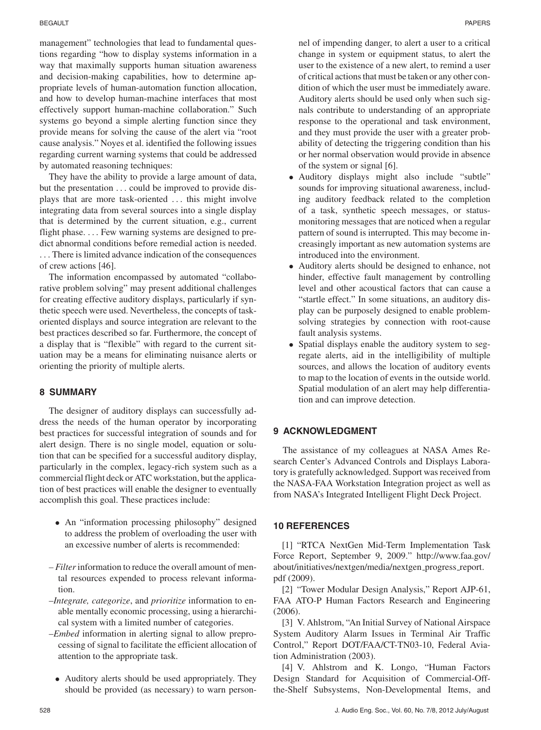management" technologies that lead to fundamental questions regarding "how to display systems information in a way that maximally supports human situation awareness and decision-making capabilities, how to determine appropriate levels of human-automation function allocation, and how to develop human-machine interfaces that most effectively support human-machine collaboration." Such systems go beyond a simple alerting function since they provide means for solving the cause of the alert via "root cause analysis." Noyes et al. identified the following issues regarding current warning systems that could be addressed by automated reasoning techniques:

They have the ability to provide a large amount of data, but the presentation . . . could be improved to provide displays that are more task-oriented . . . this might involve integrating data from several sources into a single display that is determined by the current situation, e.g., current flight phase. . . . Few warning systems are designed to predict abnormal conditions before remedial action is needed. . . . There is limited advance indication of the consequences of crew actions [46].

The information encompassed by automated "collaborative problem solving" may present additional challenges for creating effective auditory displays, particularly if synthetic speech were used. Nevertheless, the concepts of task-oriented displays and source integration are relevant to the best practices described so far. Furthermore, the concept of a display that is "flexible" with regard to the current situation may be a means for eliminating nuisance alerts or orienting the priority of multiple alerts.

## 8 SUMMARY

The designer of auditory displays can successfully address the needs of the human operator by incorporating best practices for successful integration of sounds and for alert design. There is no single model, equation or solution that can be specified for a successful auditory display, particularly in the complex, legacy-rich system such as a commercial flight deck or ATC workstation, but the application of best practices will enable the designer to eventually accomplish this goal. These practices include:

- An "information processing philosophy" designed to address the problem of overloading the user with an excessive number of alerts is recommended:

– *Filter* information to reduce the overall amount of mental resources expended to process relevant information.

–*Integrate, categorize*, and *prioritize* information to enable mentally economic processing, using a hierarchical system with a limited number of categories.

–*Embed* information in alerting signal to allow preprocessing of signal to facilitate the efficient allocation of attention to the appropriate task.

- Auditory alerts should be used appropriately. They should be provided (as necessary) to warn personnel of impending danger, to alert a user to a critical change in system or equipment status, to alert the user to the existence of a new alert, to remind a user of critical actions that must be taken or any other condition of which the user must be immediately aware. Auditory alerts should be used only when such signals contribute to understanding of an appropriate response to the operational and task environment, and they must provide the user with a greater probability of detecting the triggering condition than his or her normal observation would provide in absence of the system or signal [6].
- Auditory displays might also include "subtle" sounds for improving situational awareness, including auditory feedback related to the completion of a task, synthetic speech messages, or status-monitoring messages that are noticed when a regular pattern of sound is interrupted. This may become increasingly important as new automation systems are introduced into the environment.
- Auditory alerts should be designed to enhance, not hinder, effective fault management by controlling level and other acoustical factors that can cause a "startle effect." In some situations, an auditory display can be purposely designed to enable problem-solving strategies by connection with root-cause fault analysis systems.
- Spatial displays enable the auditory system to segregate alerts, aid in the intelligibility of multiple sources, and allows the location of auditory events to map to the location of events in the outside world. Spatial modulation of an alert may help differentiation and can improve detection.

## 9 ACKNOWLEDGMENT

The assistance of my colleagues at NASA Ames Research Center's Advanced Controls and Displays Laboratory is gratefully acknowledged. Support was received from the NASA-FAA Workstation Integration project as well as from NASA's Integrated Intelligent Flight Deck Project.

## 10 REFERENCES

[1] "RTCA NextGen Mid-Term Implementation Task Force Report, September 9, 2009." http://www.faa.gov/about/initiatives/nextgen/media/nextgen_progress_report.pdf (2009).

[2] "Tower Modular Design Analysis," Report AJP-61, FAA ATO-P Human Factors Research and Engineering (2006).

[3] V. Ahlstrom, "An Initial Survey of National Airspace System Auditory Alarm Issues in Terminal Air Traffic Control," Report DOT/FAA/CT-TN03-10, Federal Aviation Administration (2003).

[4] V. Ahlstrom and K. Longo, "Human Factors Design Standard for Acquisition of Commercial-Off-the-Shelf Subsystems, Non-Developmental Items, and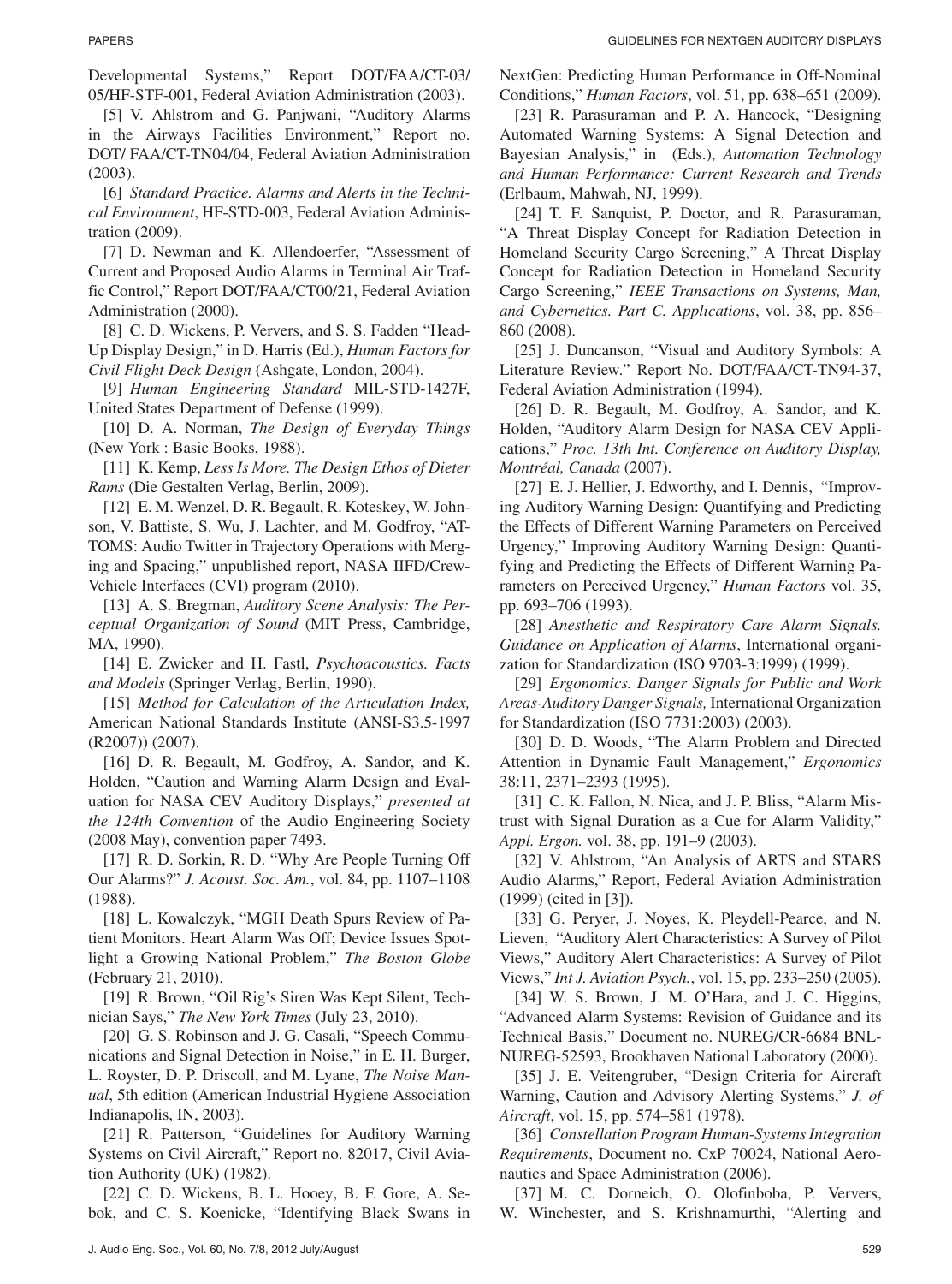Developmental Systems," Report DOT/FAA/CT-03/05/HF-STF-001, Federal Aviation Administration (2003).

[5] V. Ahlstrom and G. Panjwani, "Auditory Alarms in the Airways Facilities Environment," Report no. DOT/ FAA/CT-TN04/04, Federal Aviation Administration (2003).

[6] *Standard Practice. Alarms and Alerts in the Technical Environment*, HF-STD-003, Federal Aviation Administration (2009).

[7] D. Newman and K. Allendoerfer, "Assessment of Current and Proposed Audio Alarms in Terminal Air Traffic Control," Report DOT/FAA/CT00/21, Federal Aviation Administration (2000).

[8] C. D. Wickens, P. Ververs, and S. S. Fadden "Head-Up Display Design," in D. Harris (Ed.), *Human Factors for Civil Flight Deck Design* (Ashgate, London, 2004).

[9] *Human Engineering Standard* MIL-STD-1427F, United States Department of Defense (1999).

[10] D. A. Norman, *The Design of Everyday Things* (New York : Basic Books, 1988).

[11] K. Kemp, *Less Is More. The Design Ethos of Dieter Rams* (Die Gestalten Verlag, Berlin, 2009).

[12] E. M. Wenzel, D. R. Begault, R. Koteskey, W. Johnson, V. Battiste, S. Wu, J. Lachter, and M. Godfroy, "AT-TOMS: Audio Twitter in Trajectory Operations with Merging and Spacing," unpublished report, NASA IIFD/Crew-Vehicle Interfaces (CVI) program (2010).

[13] A. S. Bregman, *Auditory Scene Analysis: The Perceptual Organization of Sound* (MIT Press, Cambridge, MA, 1990).

[14] E. Zwicker and H. Fastl, *Psychoacoustics. Facts and Models* (Springer Verlag, Berlin, 1990).

[15] *Method for Calculation of the Articulation Index,* American National Standards Institute (ANSI-S3.5-1997 (R2007)) (2007).

[16] D. R. Begault, M. Godfroy, A. Sandor, and K. Holden, "Caution and Warning Alarm Design and Evaluation for NASA CEV Auditory Displays," *presented at the 124th Convention* of the Audio Engineering Society (2008 May), convention paper 7493.

[17] R. D. Sorkin, R. D. "Why Are People Turning Off Our Alarms?" *J. Acoust. Soc. Am.*, vol. 84, pp. 1107–1108 (1988).

[18] L. Kowalczyk, "MGH Death Spurs Review of Patient Monitors. Heart Alarm Was Off; Device Issues Spotlight a Growing National Problem," *The Boston Globe* (February 21, 2010).

[19] R. Brown, "Oil Rig's Siren Was Kept Silent, Technician Says," *The New York Times* (July 23, 2010).

[20] G. S. Robinson and J. G. Casali, "Speech Communications and Signal Detection in Noise," in E. H. Burger, L. Royster, D. P. Driscoll, and M. Lyane, *The Noise Manual*, 5th edition (American Industrial Hygiene Association Indianapolis, IN, 2003).

[21] R. Patterson, "Guidelines for Auditory Warning Systems on Civil Aircraft," Report no. 82017, Civil Aviation Authority (UK) (1982).

[22] C. D. Wickens, B. L. Hooey, B. F. Gore, A. Sebok, and C. S. Koenicke, "Identifying Black Swans in NextGen: Predicting Human Performance in Off-Nominal Conditions," *Human Factors*, vol. 51, pp. 638–651 (2009).

[23] R. Parasuraman and P. A. Hancock, "Designing Automated Warning Systems: A Signal Detection and Bayesian Analysis," in (Eds.), *Automation Technology and Human Performance: Current Research and Trends* (Erlbaum, Mahwah, NJ, 1999).

[24] T. F. Sanquist, P. Doctor, and R. Parasuraman, "A Threat Display Concept for Radiation Detection in Homeland Security Cargo Screening," A Threat Display Concept for Radiation Detection in Homeland Security Cargo Screening," *IEEE Transactions on Systems, Man, and Cybernetics. Part C. Applications*, vol. 38, pp. 856–860 (2008).

[25] J. Duncanson, "Visual and Auditory Symbols: A Literature Review." Report No. DOT/FAA/CT-TN94-37, Federal Aviation Administration (1994).

[26] D. R. Begault, M. Godfroy, A. Sandor, and K. Holden, "Auditory Alarm Design for NASA CEV Applications," *Proc. 13th Int. Conference on Auditory Display, Montréal, Canada* (2007).

[27] E. J. Hellier, J. Edworthy, and I. Dennis, "Improving Auditory Warning Design: Quantifying and Predicting the Effects of Different Warning Parameters on Perceived Urgency," Improving Auditory Warning Design: Quantifying and Predicting the Effects of Different Warning Parameters on Perceived Urgency," *Human Factors* vol. 35, pp. 693–706 (1993).

[28] *Anesthetic and Respiratory Care Alarm Signals. Guidance on Application of Alarms*, International organization for Standardization (ISO 9703-3:1999) (1999).

[29] *Ergonomics. Danger Signals for Public and Work Areas-Auditory Danger Signals,* International Organization for Standardization (ISO 7731:2003) (2003).

[30] D. D. Woods, "The Alarm Problem and Directed Attention in Dynamic Fault Management," *Ergonomics* 38:11, 2371–2393 (1995).

[31] C. K. Fallon, N. Nica, and J. P. Bliss, "Alarm Mistrust with Signal Duration as a Cue for Alarm Validity," *Appl. Ergon.* vol. 38, pp. 191–9 (2003).

[32] V. Ahlstrom, "An Analysis of ARTS and STARS Audio Alarms," Report, Federal Aviation Administration (1999) (cited in [3]).

[33] G. Peryer, J. Noyes, K. Pleydell-Pearce, and N. Lieven, "Auditory Alert Characteristics: A Survey of Pilot Views," Auditory Alert Characteristics: A Survey of Pilot Views," *Int J. Aviation Psych.*, vol. 15, pp. 233–250 (2005).

[34] W. S. Brown, J. M. O'Hara, and J. C. Higgins, "Advanced Alarm Systems: Revision of Guidance and its Technical Basis," Document no. NUREG/CR-6684 BNL-NUREG-52593, Brookhaven National Laboratory (2000).

[35] J. E. Veitengruber, "Design Criteria for Aircraft Warning, Caution and Advisory Alerting Systems," *J. of Aircraft*, vol. 15, pp. 574–581 (1978).

[36] *Constellation Program Human-Systems Integration Requirements*, Document no. CxP 70024, National Aeronautics and Space Administration (2006).

[37] M. C. Dorneich, O. Olofinboba, P. Ververs, W. Winchester, and S. Krishnamurthi, "Alerting and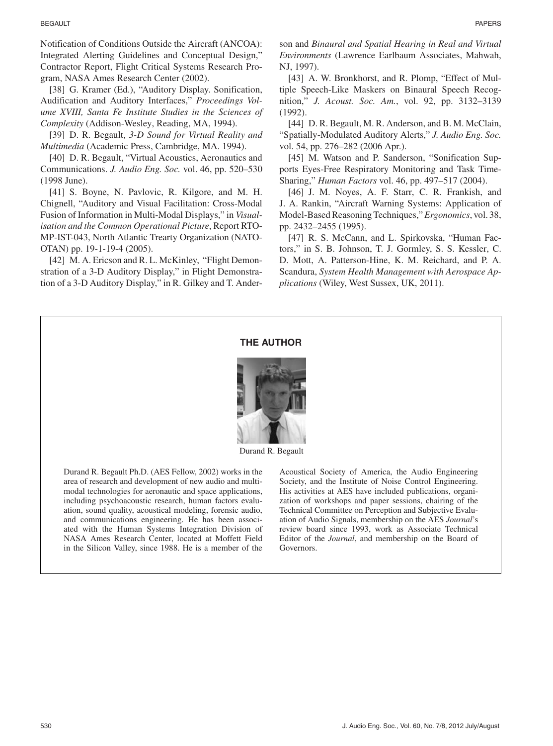Notification of Conditions Outside the Aircraft (ANCOA): Integrated Alerting Guidelines and Conceptual Design," Contractor Report, Flight Critical Systems Research Program, NASA Ames Research Center (2002).

[38] G. Kramer (Ed.), "Auditory Display. Sonification, Audification and Auditory Interfaces," *Proceedings Volume XVIII, Santa Fe Institute Studies in the Sciences of Complexity* (Addison-Wesley, Reading, MA, 1994).

[39] D. R. Begault, *3-D Sound for Virtual Reality and Multimedia* (Academic Press, Cambridge, MA. 1994).

[40] D. R. Begault, "Virtual Acoustics, Aeronautics and Communications. *J. Audio Eng. Soc.* vol. 46, pp. 520–530 (1998 June).

[41] S. Boyne, N. Pavlovic, R. Kilgore, and M. H. Chignell, "Auditory and Visual Facilitation: Cross-Modal Fusion of Information in Multi-Modal Displays," in *Visualisation and the Common Operational Picture*, Report RTO-MP-IST-043, North Atlantic Trearty Organization (NATO-OTAN) pp. 19-1-19-4 (2005).

[42] M. A. Ericson and R. L. McKinley, "Flight Demonstration of a 3-D Auditory Display," in Flight Demonstration of a 3-D Auditory Display," in R. Gilkey and T. Anderson and *Binaural and Spatial Hearing in Real and Virtual Environments* (Lawrence Earlbaum Associates, Mahwah, NJ, 1997).

[43] A. W. Bronkhorst, and R. Plomp, "Effect of Multiple Speech-Like Maskers on Binaural Speech Recognition," *J. Acoust. Soc. Am.*, vol. 92, pp. 3132–3139 (1992).

[44] D. R. Begault, M. R. Anderson, and B. M. McClain, "Spatially-Modulated Auditory Alerts," *J. Audio Eng. Soc.* vol. 54, pp. 276–282 (2006 Apr.).

[45] M. Watson and P. Sanderson, "Sonification Supports Eyes-Free Respiratory Monitoring and Task Time-Sharing," *Human Factors* vol. 46, pp. 497–517 (2004).

[46] J. M. Noyes, A. F. Starr, C. R. Frankish, and J. A. Rankin, "Aircraft Warning Systems: Application of Model-Based Reasoning Techniques," *Ergonomics*, vol. 38, pp. 2432–2455 (1995).

[47] R. S. McCann, and L. Spirkovska, "Human Factors," in S. B. Johnson, T. J. Gormley, S. S. Kessler, C. D. Mott, A. Patterson-Hine, K. M. Reichard, and P. A. Scandura, *System Health Management with Aerospace Applications* (Wiley, West Sussex, UK, 2011).

## THE AUTHOR

Durand R. Begault

Durand R. Begault Ph.D. (AES Fellow, 2002) works in the area of research and development of new audio and multimodal technologies for aeronautic and space applications, including psychoacoustic research, human factors evaluation, sound quality, acoustical modeling, forensic audio, and communications engineering. He has been associated with the Human Systems Integration Division of NASA Ames Research Center, located at Moffett Field in the Silicon Valley, since 1988. He is a member of the Acoustical Society of America, the Audio Engineering Society, and the Institute of Noise Control Engineering. His activities at AES have included publications, organization of workshops and paper sessions, chairing of the Technical Committee on Perception and Subjective Evaluation of Audio Signals, membership on the AES *Journal*'s review board since 1993, work as Associate Technical Editor of the *Journal*, and membership on the Board of Governors.